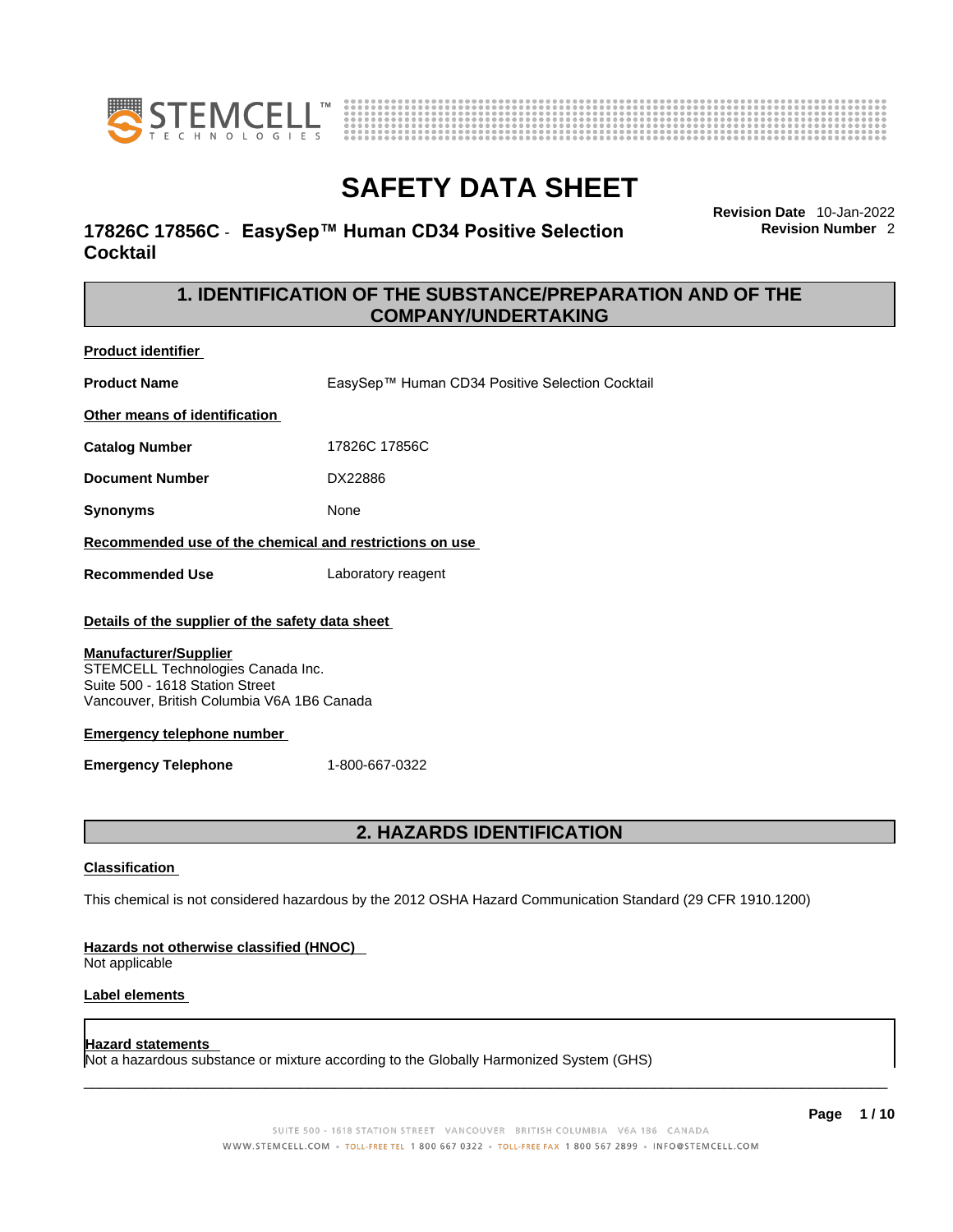# SAFETY DATA SHEET

**17826C 17856C - EasySep™ Human CD34 Positive Selection Cocktail**

**Revision Date** 10-Jan-2022
**Revision Number** 2

## 1. IDENTIFICATION OF THE SUBSTANCE/PREPARATION AND OF THE COMPANY/UNDERTAKING

**Product identifier**

**Product Name** EasySep™ Human CD34 Positive Selection Cocktail

**Other means of identification**

**Catalog Number** 17826C 17856C

**Document Number** DX22886

**Synonyms** None

**Recommended use of the chemical and restrictions on use**

**Recommended Use** Laboratory reagent

**Details of the supplier of the safety data sheet**

**Manufacturer/Supplier**
STEMCELL Technologies Canada Inc.
Suite 500 - 1618 Station Street
Vancouver, British Columbia V6A 1B6 Canada

**Emergency telephone number**

**Emergency Telephone** 1-800-667-0322

## 2. HAZARDS IDENTIFICATION

**Classification**

This chemical is not considered hazardous by the 2012 OSHA Hazard Communication Standard (29 CFR 1910.1200)

**Hazards not otherwise classified (HNOC)**
Not applicable

**Label elements**

**Hazard statements**
Not a hazardous substance or mixture according to the Globally Harmonized System (GHS)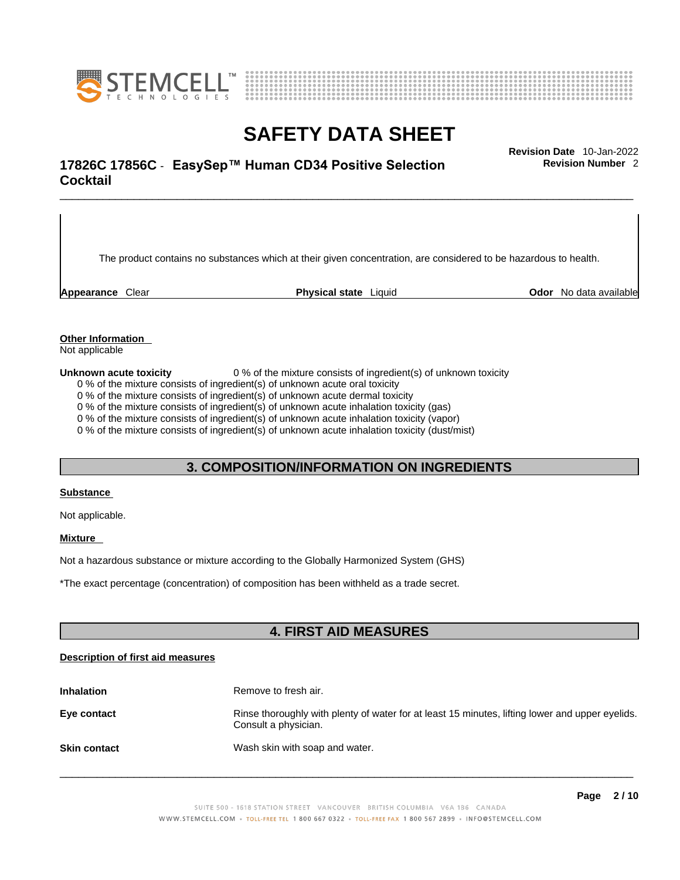The product contains no substances which at their given concentration, are considered to be hazardous to health.

**Appearance** Clear **Physical state** Liquid **Odor** No data available

**Other Information**
Not applicable

**Unknown acute toxicity** 0 % of the mixture consists of ingredient(s) of unknown toxicity
0 % of the mixture consists of ingredient(s) of unknown acute oral toxicity
0 % of the mixture consists of ingredient(s) of unknown acute dermal toxicity
0 % of the mixture consists of ingredient(s) of unknown acute inhalation toxicity (gas)
0 % of the mixture consists of ingredient(s) of unknown acute inhalation toxicity (vapor)
0 % of the mixture consists of ingredient(s) of unknown acute inhalation toxicity (dust/mist)

## 3. COMPOSITION/INFORMATION ON INGREDIENTS

**Substance**

Not applicable.

**Mixture**

Not a hazardous substance or mixture according to the Globally Harmonized System (GHS)

*The exact percentage (concentration) of composition has been withheld as a trade secret.

## 4. FIRST AID MEASURES

**Description of first aid measures**

**Inhalation** Remove to fresh air.

**Eye contact** Rinse thoroughly with plenty of water for at least 15 minutes, lifting lower and upper eyelids. Consult a physician.

**Skin contact** Wash skin with soap and water.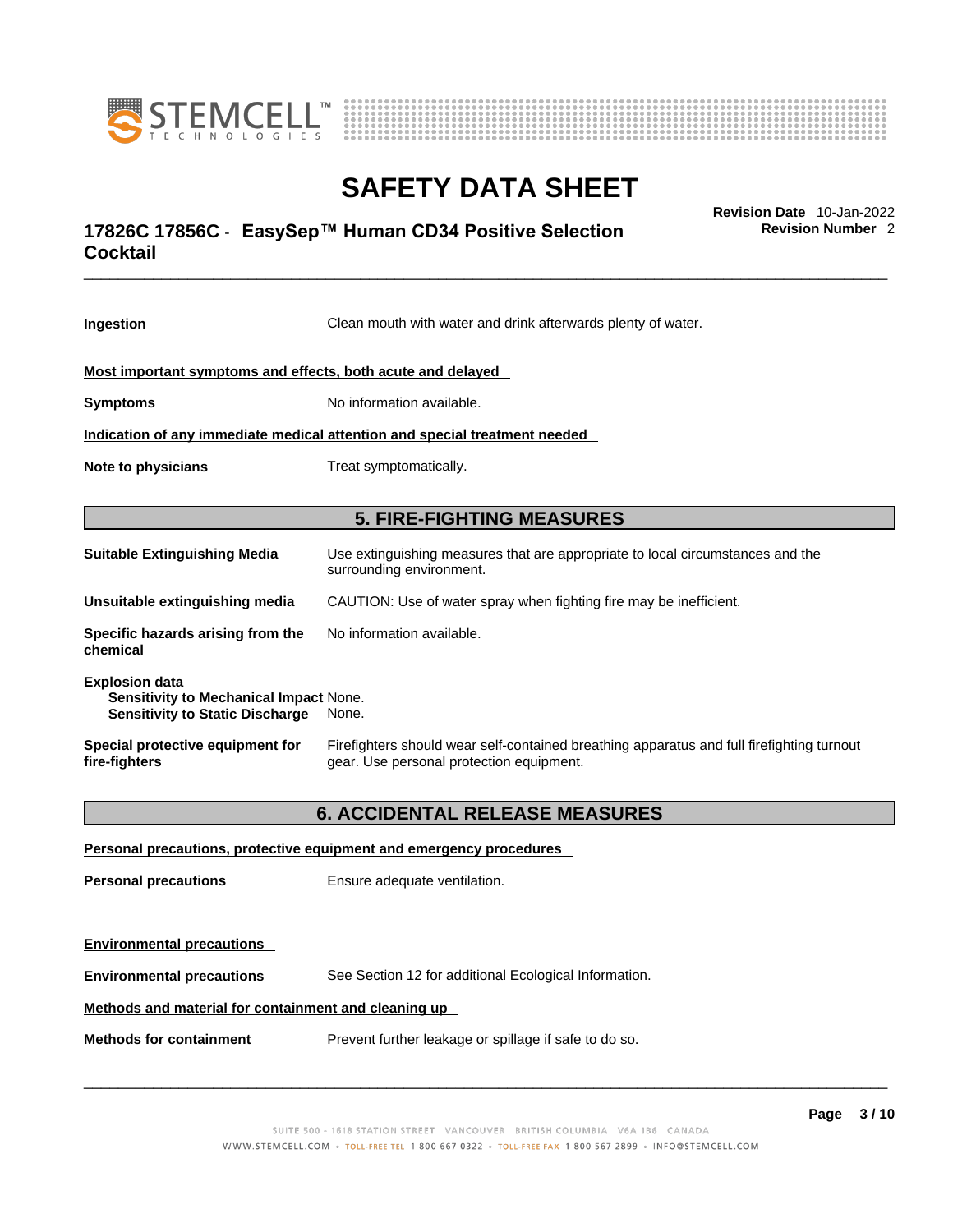**Ingestion** Clean mouth with water and drink afterwards plenty of water.

**Most important symptoms and effects, both acute and delayed**

**Symptoms** No information available.

**Indication of any immediate medical attention and special treatment needed**

**Note to physicians** Treat symptomatically.

## 5. FIRE-FIGHTING MEASURES

**Suitable Extinguishing Media** Use extinguishing measures that are appropriate to local circumstances and the surrounding environment.

**Unsuitable extinguishing media** CAUTION: Use of water spray when fighting fire may be inefficient.

**Specific hazards arising from the chemical** No information available.

**Explosion data**
**Sensitivity to Mechanical Impact** None.
**Sensitivity to Static Discharge** None.

**Special protective equipment for fire-fighters** Firefighters should wear self-contained breathing apparatus and full firefighting turnout gear. Use personal protection equipment.

## 6. ACCIDENTAL RELEASE MEASURES

**Personal precautions, protective equipment and emergency procedures**

**Personal precautions** Ensure adequate ventilation.

**Environmental precautions**

**Environmental precautions** See Section 12 for additional Ecological Information.

**Methods and material for containment and cleaning up**

**Methods for containment** Prevent further leakage or spillage if safe to do so.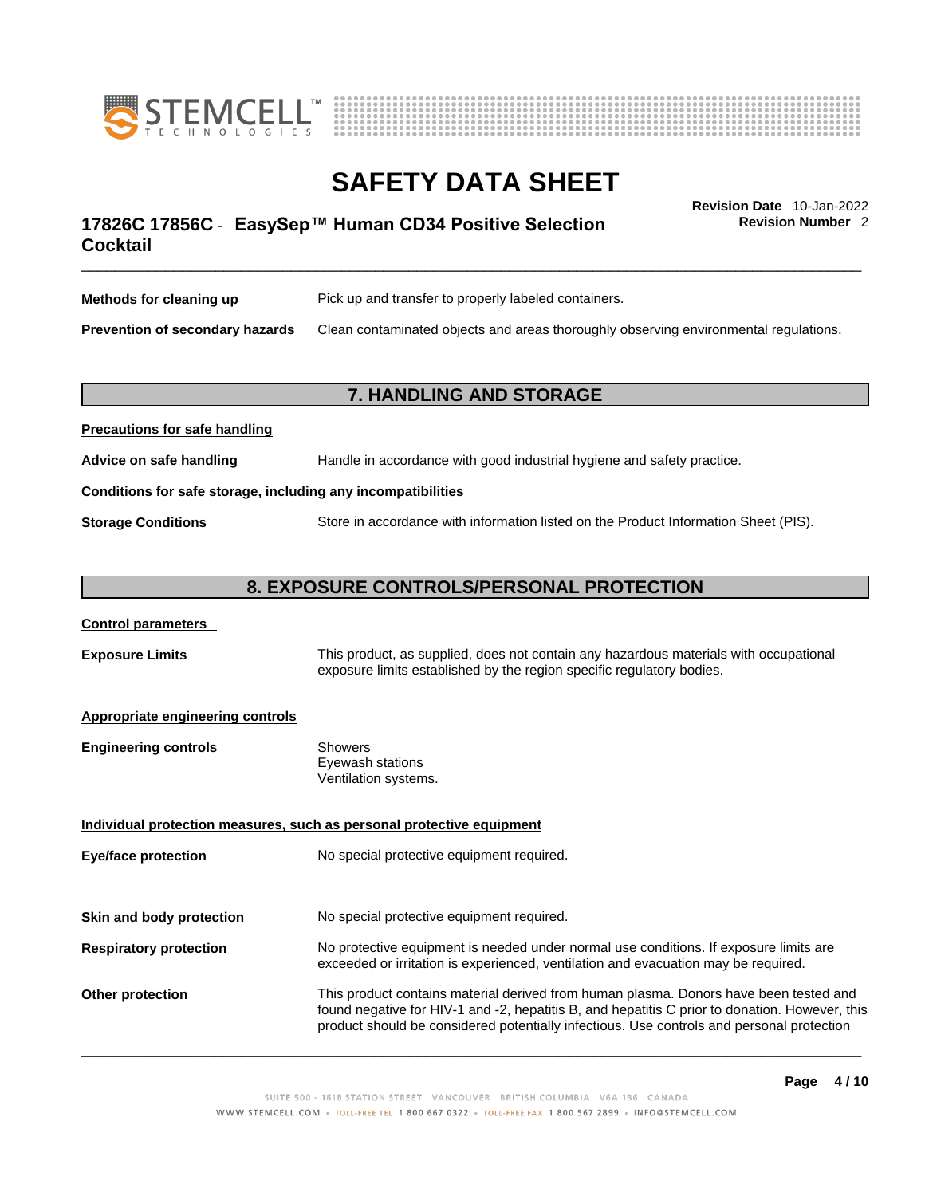**Methods for cleaning up** Pick up and transfer to properly labeled containers.

**Prevention of secondary hazards** Clean contaminated objects and areas thoroughly observing environmental regulations.

## 7. HANDLING AND STORAGE

**Precautions for safe handling**

**Advice on safe handling** Handle in accordance with good industrial hygiene and safety practice.

**Conditions for safe storage, including any incompatibilities**

**Storage Conditions** Store in accordance with information listed on the Product Information Sheet (PIS).

## 8. EXPOSURE CONTROLS/PERSONAL PROTECTION

**Control parameters**

**Exposure Limits** This product, as supplied, does not contain any hazardous materials with occupational exposure limits established by the region specific regulatory bodies.

**Appropriate engineering controls**

**Engineering controls**
Showers
Eyewash stations
Ventilation systems.

**Individual protection measures, such as personal protective equipment**

**Eye/face protection** No special protective equipment required.

**Skin and body protection** No special protective equipment required.

**Respiratory protection** No protective equipment is needed under normal use conditions. If exposure limits are exceeded or irritation is experienced, ventilation and evacuation may be required.

**Other protection** This product contains material derived from human plasma. Donors have been tested and found negative for HIV-1 and -2, hepatitis B, and hepatitis C prior to donation. However, this product should be considered potentially infectious. Use controls and personal protection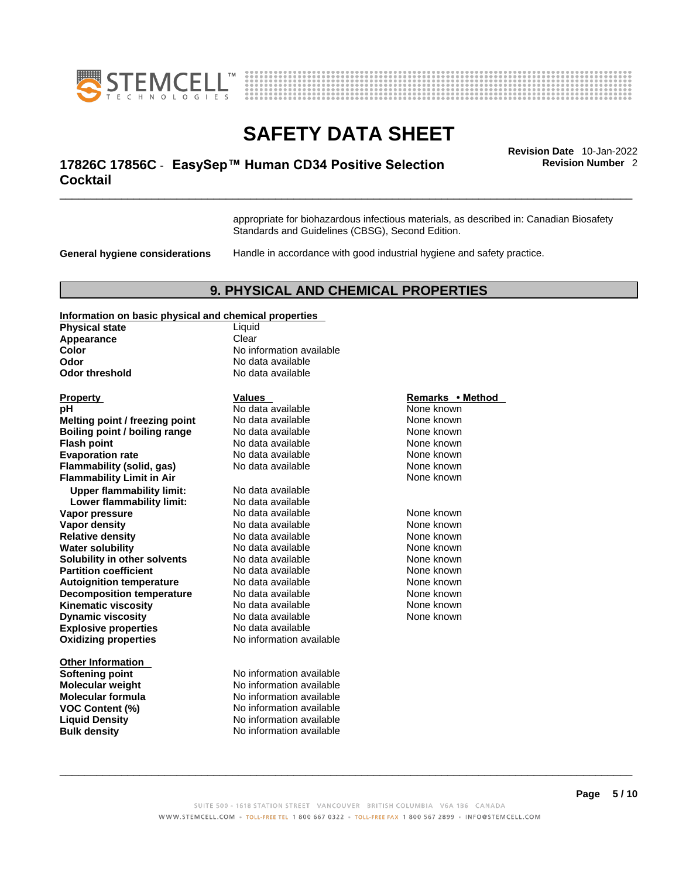appropriate for biohazardous infectious materials, as described in: Canadian Biosafety Standards and Guidelines (CBSG), Second Edition.

**General hygiene considerations** Handle in accordance with good industrial hygiene and safety practice.

## 9. PHYSICAL AND CHEMICAL PROPERTIES

**Information on basic physical and chemical properties**

| | |
|---|---|
| **Physical state** | Liquid |
| **Appearance** | Clear |
| **Color** | No information available |
| **Odor** | No data available |
| **Odor threshold** | No data available |

| Property | Values | Remarks • Method |
|---|---|---|
| **pH** | No data available | None known |
| **Melting point / freezing point** | No data available | None known |
| **Boiling point / boiling range** | No data available | None known |
| **Flash point** | No data available | None known |
| **Evaporation rate** | No data available | None known |
| **Flammability (solid, gas)** | No data available | None known |
| **Flammability Limit in Air** | | None known |
| **Upper flammability limit:** | No data available | |
| **Lower flammability limit:** | No data available | |
| **Vapor pressure** | No data available | None known |
| **Vapor density** | No data available | None known |
| **Relative density** | No data available | None known |
| **Water solubility** | No data available | None known |
| **Solubility in other solvents** | No data available | None known |
| **Partition coefficient** | No data available | None known |
| **Autoignition temperature** | No data available | None known |
| **Decomposition temperature** | No data available | None known |
| **Kinematic viscosity** | No data available | None known |
| **Dynamic viscosity** | No data available | None known |
| **Explosive properties** | No data available | |
| **Oxidizing properties** | No information available | |

**Other Information**

| | |
|---|---|
| **Softening point** | No information available |
| **Molecular weight** | No information available |
| **Molecular formula** | No information available |
| **VOC Content (%)** | No information available |
| **Liquid Density** | No information available |
| **Bulk density** | No information available |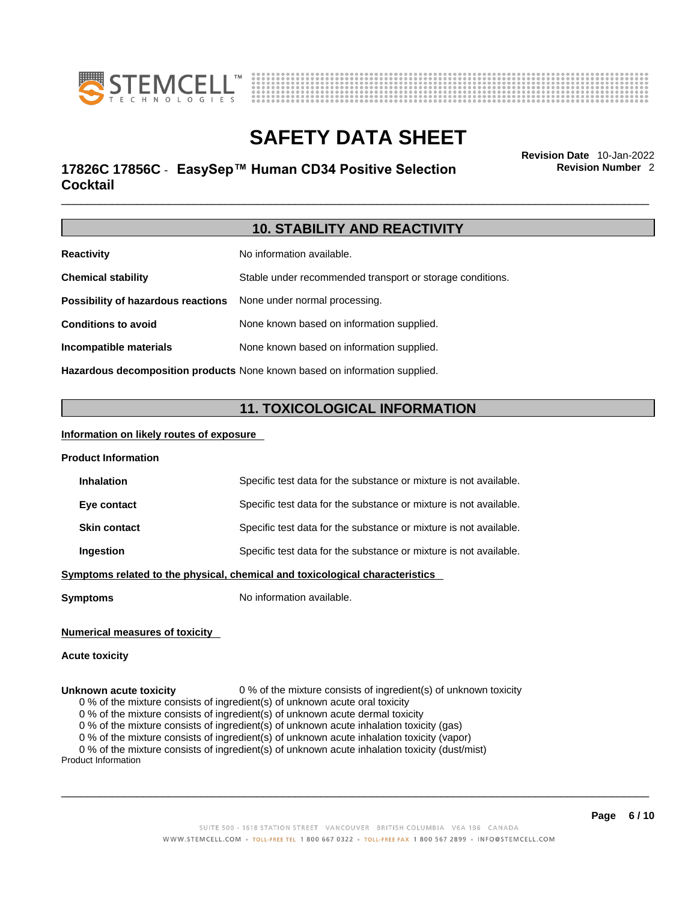## 10. STABILITY AND REACTIVITY

**Reactivity** No information available.

**Chemical stability** Stable under recommended transport or storage conditions.

**Possibility of hazardous reactions** None under normal processing.

**Conditions to avoid** None known based on information supplied.

**Incompatible materials** None known based on information supplied.

**Hazardous decomposition products** None known based on information supplied.

## 11. TOXICOLOGICAL INFORMATION

**Information on likely routes of exposure**

**Product Information**

**Inhalation** Specific test data for the substance or mixture is not available.

**Eye contact** Specific test data for the substance or mixture is not available.

**Skin contact** Specific test data for the substance or mixture is not available.

**Ingestion** Specific test data for the substance or mixture is not available.

**Symptoms related to the physical, chemical and toxicological characteristics**

**Symptoms** No information available.

**Numerical measures of toxicity**

**Acute toxicity**

**Unknown acute toxicity** 0 % of the mixture consists of ingredient(s) of unknown toxicity

0 % of the mixture consists of ingredient(s) of unknown acute oral toxicity
0 % of the mixture consists of ingredient(s) of unknown acute dermal toxicity
0 % of the mixture consists of ingredient(s) of unknown acute inhalation toxicity (gas)
0 % of the mixture consists of ingredient(s) of unknown acute inhalation toxicity (vapor)
0 % of the mixture consists of ingredient(s) of unknown acute inhalation toxicity (dust/mist)

Product Information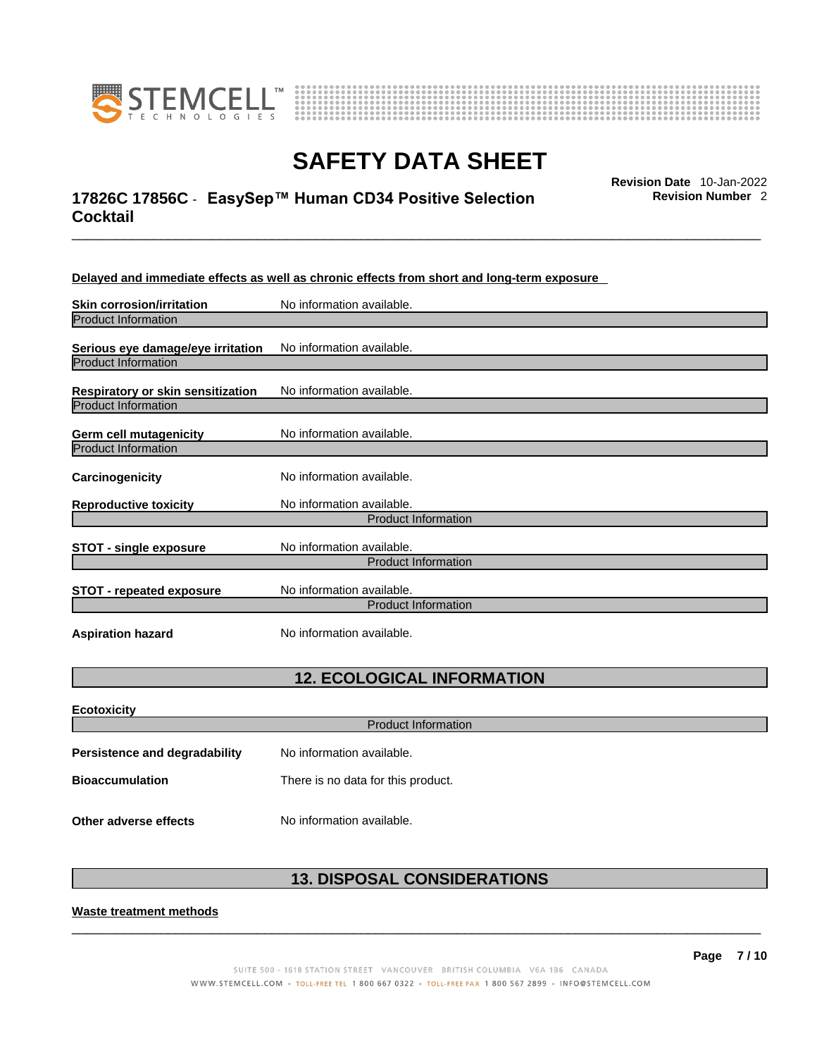**Delayed and immediate effects as well as chronic effects from short and long-term exposure**

**Skin corrosion/irritation** No information available.

Product Information

**Serious eye damage/eye irritation** No information available.

Product Information

**Respiratory or skin sensitization** No information available.

Product Information

**Germ cell mutagenicity** No information available.

Product Information

**Carcinogenicity** No information available.

**Reproductive toxicity** No information available.

Product Information

**STOT - single exposure** No information available.

Product Information

**STOT - repeated exposure** No information available.

Product Information

**Aspiration hazard** No information available.

## 12. ECOLOGICAL INFORMATION

**Ecotoxicity**

Product Information

**Persistence and degradability** No information available.

**Bioaccumulation** There is no data for this product.

**Other adverse effects** No information available.

## 13. DISPOSAL CONSIDERATIONS

**Waste treatment methods**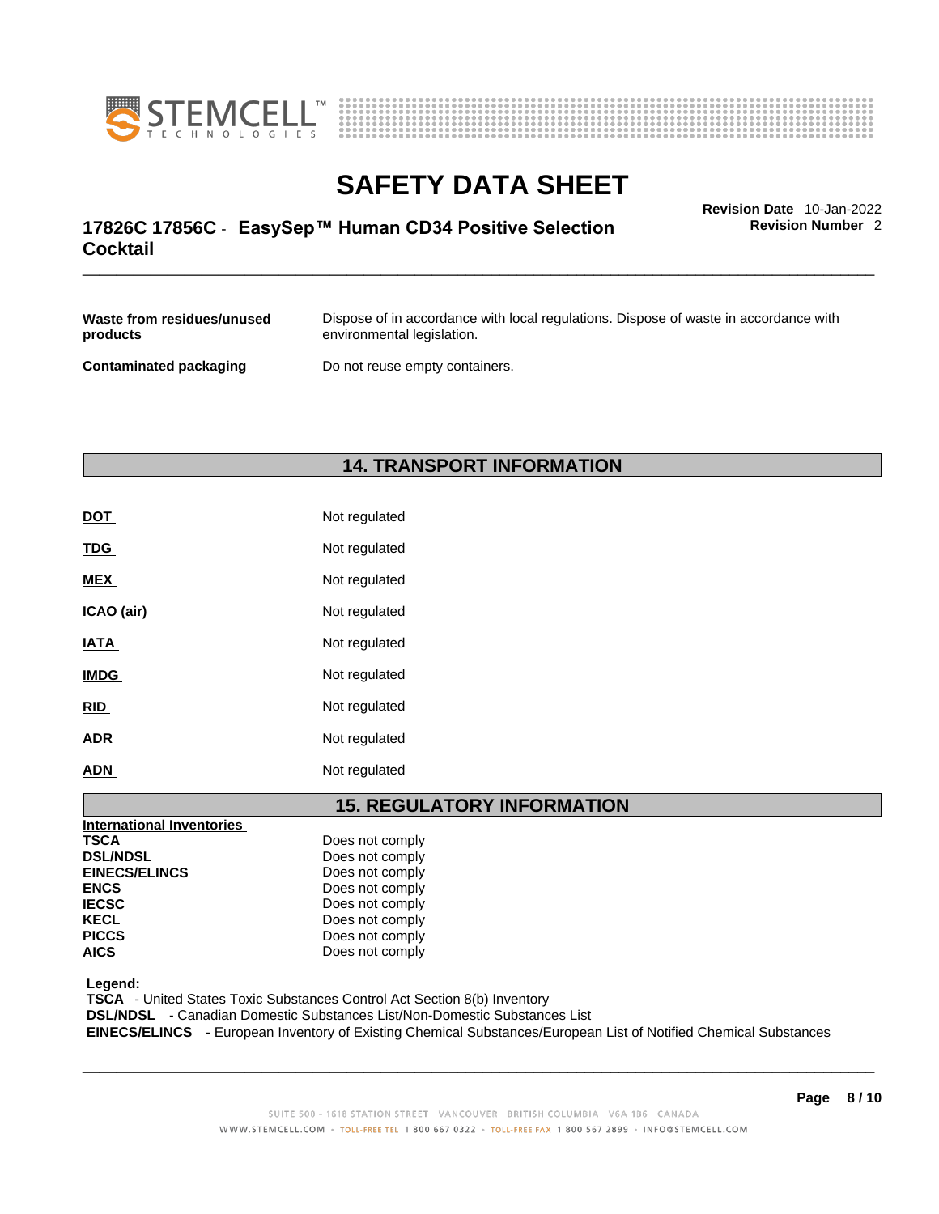| | |
|---|---|
| **Waste from residues/unused products** | Dispose of in accordance with local regulations. Dispose of waste in accordance with environmental legislation. |
| **Contaminated packaging** | Do not reuse empty containers. |

## 14. TRANSPORT INFORMATION

| | |
|---|---|
| **DOT** | Not regulated |
| **TDG** | Not regulated |
| **MEX** | Not regulated |
| **ICAO (air)** | Not regulated |
| **IATA** | Not regulated |
| **IMDG** | Not regulated |
| **RID** | Not regulated |
| **ADR** | Not regulated |
| **ADN** | Not regulated |

## 15. REGULATORY INFORMATION

| **International Inventories** | |
|---|---|
| **TSCA** | Does not comply |
| **DSL/NDSL** | Does not comply |
| **EINECS/ELINCS** | Does not comply |
| **ENCS** | Does not comply |
| **IECSC** | Does not comply |
| **KECL** | Does not comply |
| **PICCS** | Does not comply |
| **AICS** | Does not comply |

**Legend:**
**TSCA** - United States Toxic Substances Control Act Section 8(b) Inventory
**DSL/NDSL** - Canadian Domestic Substances List/Non-Domestic Substances List
**EINECS/ELINCS** - European Inventory of Existing Chemical Substances/European List of Notified Chemical Substances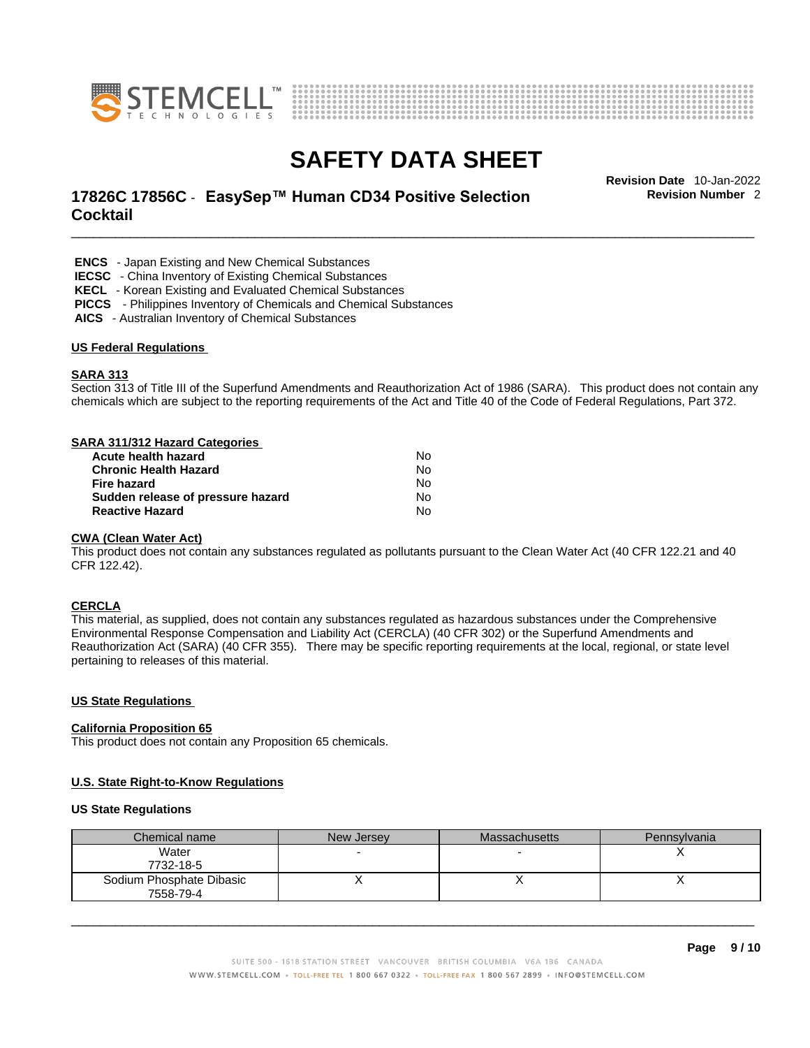**ENCS** - Japan Existing and New Chemical Substances
**IECSC** - China Inventory of Existing Chemical Substances
**KECL** - Korean Existing and Evaluated Chemical Substances
**PICCS** - Philippines Inventory of Chemicals and Chemical Substances
**AICS** - Australian Inventory of Chemical Substances

## US Federal Regulations

### SARA 313

Section 313 of Title III of the Superfund Amendments and Reauthorization Act of 1986 (SARA). This product does not contain any chemicals which are subject to the reporting requirements of the Act and Title 40 of the Code of Federal Regulations, Part 372.

### SARA 311/312 Hazard Categories

| | |
|---|---|
| **Acute health hazard** | No |
| **Chronic Health Hazard** | No |
| **Fire hazard** | No |
| **Sudden release of pressure hazard** | No |
| **Reactive Hazard** | No |

### CWA (Clean Water Act)

This product does not contain any substances regulated as pollutants pursuant to the Clean Water Act (40 CFR 122.21 and 40 CFR 122.42).

### CERCLA

This material, as supplied, does not contain any substances regulated as hazardous substances under the Comprehensive Environmental Response Compensation and Liability Act (CERCLA) (40 CFR 302) or the Superfund Amendments and Reauthorization Act (SARA) (40 CFR 355). There may be specific reporting requirements at the local, regional, or state level pertaining to releases of this material.

## US State Regulations

### California Proposition 65

This product does not contain any Proposition 65 chemicals.

### U.S. State Right-to-Know Regulations

**US State Regulations**

| Chemical name | New Jersey | Massachusetts | Pennsylvania |
|---|---|---|---|
| Water 7732-18-5 | - | - | X |
| Sodium Phosphate Dibasic 7558-79-4 | X | X | X |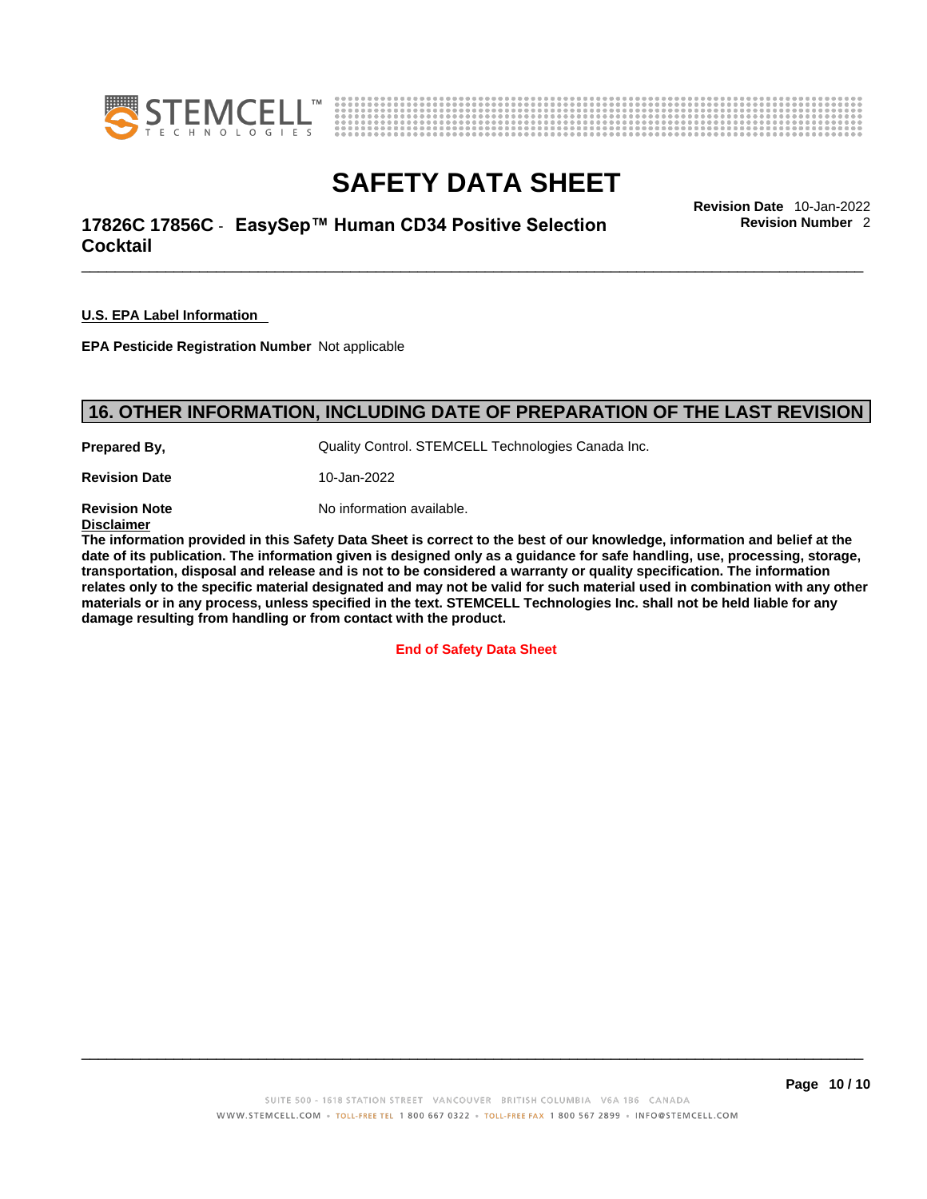**U.S. EPA Label Information**

**EPA Pesticide Registration Number** Not applicable

## 16. OTHER INFORMATION, INCLUDING DATE OF PREPARATION OF THE LAST REVISION

**Prepared By,** Quality Control. STEMCELL Technologies Canada Inc.

**Revision Date** 10-Jan-2022

**Revision Note** No information available.

**Disclaimer**

**The information provided in this Safety Data Sheet is correct to the best of our knowledge, information and belief at the date of its publication. The information given is designed only as a guidance for safe handling, use, processing, storage, transportation, disposal and release and is not to be considered a warranty or quality specification. The information relates only to the specific material designated and may not be valid for such material used in combination with any other materials or in any process, unless specified in the text. STEMCELL Technologies Inc. shall not be held liable for any damage resulting from handling or from contact with the product.**

**End of Safety Data Sheet**